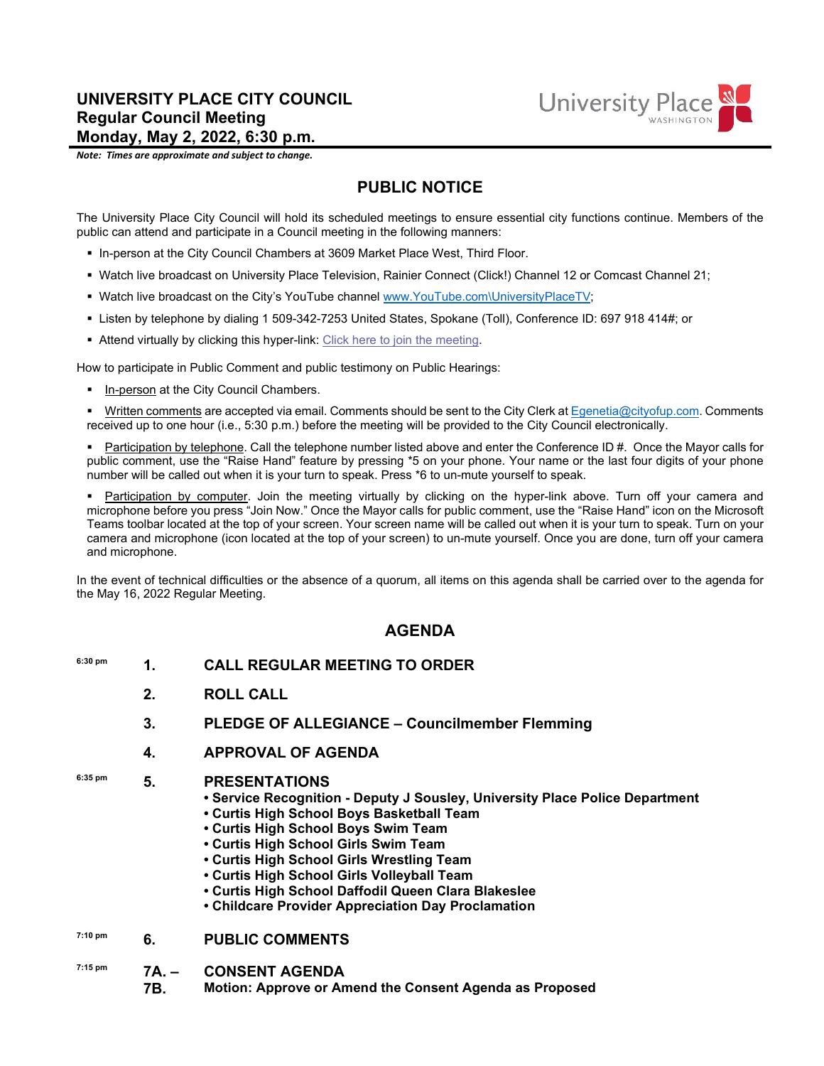# UNIVERSITY PLACE CITY COUNCIL
## Regular Council Meeting
## Monday, May 2, 2022, 6:30 p.m.

***Note: Times are approximate and subject to change.***

## PUBLIC NOTICE

The University Place City Council will hold its scheduled meetings to ensure essential city functions continue. Members of the public can attend and participate in a Council meeting in the following manners:

- In-person at the City Council Chambers at 3609 Market Place West, Third Floor.
- Watch live broadcast on University Place Television, Rainier Connect (Click!) Channel 12 or Comcast Channel 21;
- Watch live broadcast on the City's YouTube channel www.YouTube.com\UniversityPlaceTV;
- Listen by telephone by dialing 1 509-342-7253 United States, Spokane (Toll), Conference ID: 697 918 414#; or
- Attend virtually by clicking this hyper-link: Click here to join the meeting.

How to participate in Public Comment and public testimony on Public Hearings:

- In-person at the City Council Chambers.
- Written comments are accepted via email. Comments should be sent to the City Clerk at Egenetia@cityofup.com. Comments received up to one hour (i.e., 5:30 p.m.) before the meeting will be provided to the City Council electronically.
- Participation by telephone. Call the telephone number listed above and enter the Conference ID #. Once the Mayor calls for public comment, use the "Raise Hand" feature by pressing *5 on your phone. Your name or the last four digits of your phone number will be called out when it is your turn to speak. Press *6 to un-mute yourself to speak.
- Participation by computer. Join the meeting virtually by clicking on the hyper-link above. Turn off your camera and microphone before you press "Join Now." Once the Mayor calls for public comment, use the "Raise Hand" icon on the Microsoft Teams toolbar located at the top of your screen. Your screen name will be called out when it is your turn to speak. Turn on your camera and microphone (icon located at the top of your screen) to un-mute yourself. Once you are done, turn off your camera and microphone.

In the event of technical difficulties or the absence of a quorum, all items on this agenda shall be carried over to the agenda for the May 16, 2022 Regular Meeting.

## AGENDA

6:30 pm — **1. CALL REGULAR MEETING TO ORDER**

**2. ROLL CALL**

**3. PLEDGE OF ALLEGIANCE – Councilmember Flemming**

**4. APPROVAL OF AGENDA**

6:35 pm — **5. PRESENTATIONS**

- **Service Recognition - Deputy J Sousley, University Place Police Department**
- **Curtis High School Boys Basketball Team**
- **Curtis High School Boys Swim Team**
- **Curtis High School Girls Swim Team**
- **Curtis High School Girls Wrestling Team**
- **Curtis High School Girls Volleyball Team**
- **Curtis High School Daffodil Queen Clara Blakeslee**
- **Childcare Provider Appreciation Day Proclamation**

7:10 pm — **6. PUBLIC COMMENTS**

7:15 pm — **7A. – 7B. CONSENT AGENDA**

**Motion: Approve or Amend the Consent Agenda as Proposed**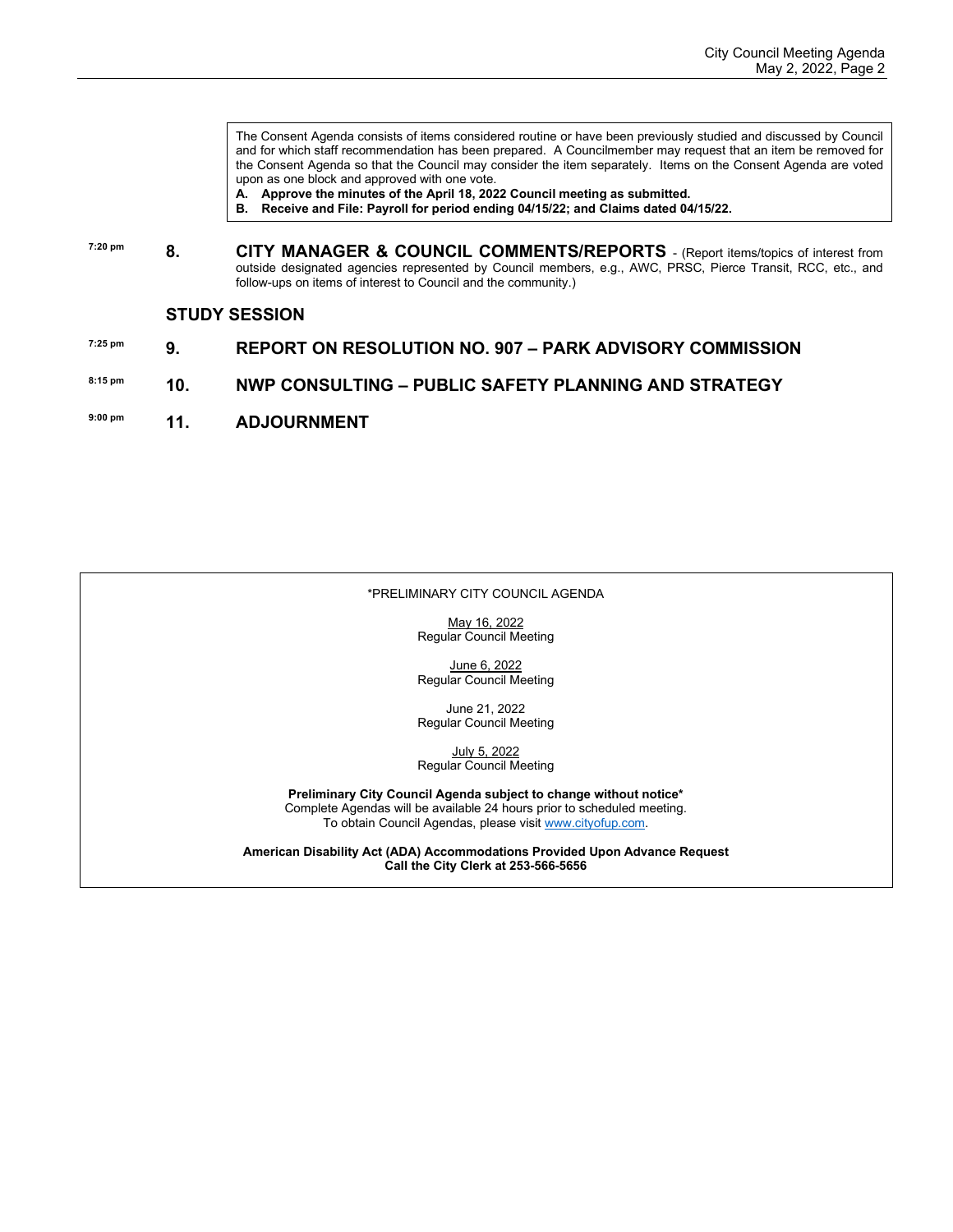The Consent Agenda consists of items considered routine or have been previously studied and discussed by Council and for which staff recommendation has been prepared. A Councilmember may request that an item be removed for the Consent Agenda so that the Council may consider the item separately. Items on the Consent Agenda are voted upon as one block and approved with one vote.

**A. Approve the minutes of the April 18, 2022 Council meeting as submitted.**

**B. Receive and File: Payroll for period ending 04/15/22; and Claims dated 04/15/22.**

7:20 pm **8. CITY MANAGER & COUNCIL COMMENTS/REPORTS** - (Report items/topics of interest from outside designated agencies represented by Council members, e.g., AWC, PRSC, Pierce Transit, RCC, etc., and follow-ups on items of interest to Council and the community.)

## STUDY SESSION

7:25 pm **9. REPORT ON RESOLUTION NO. 907 – PARK ADVISORY COMMISSION**

8:15 pm **10. NWP CONSULTING – PUBLIC SAFETY PLANNING AND STRATEGY**

9:00 pm **11. ADJOURNMENT**

---

*PRELIMINARY CITY COUNCIL AGENDA

May 16, 2022
Regular Council Meeting

June 6, 2022
Regular Council Meeting

June 21, 2022
Regular Council Meeting

July 5, 2022
Regular Council Meeting

**Preliminary City Council Agenda subject to change without notice***
Complete Agendas will be available 24 hours prior to scheduled meeting.
To obtain Council Agendas, please visit www.cityofup.com.

**American Disability Act (ADA) Accommodations Provided Upon Advance Request**
**Call the City Clerk at 253-566-5656**